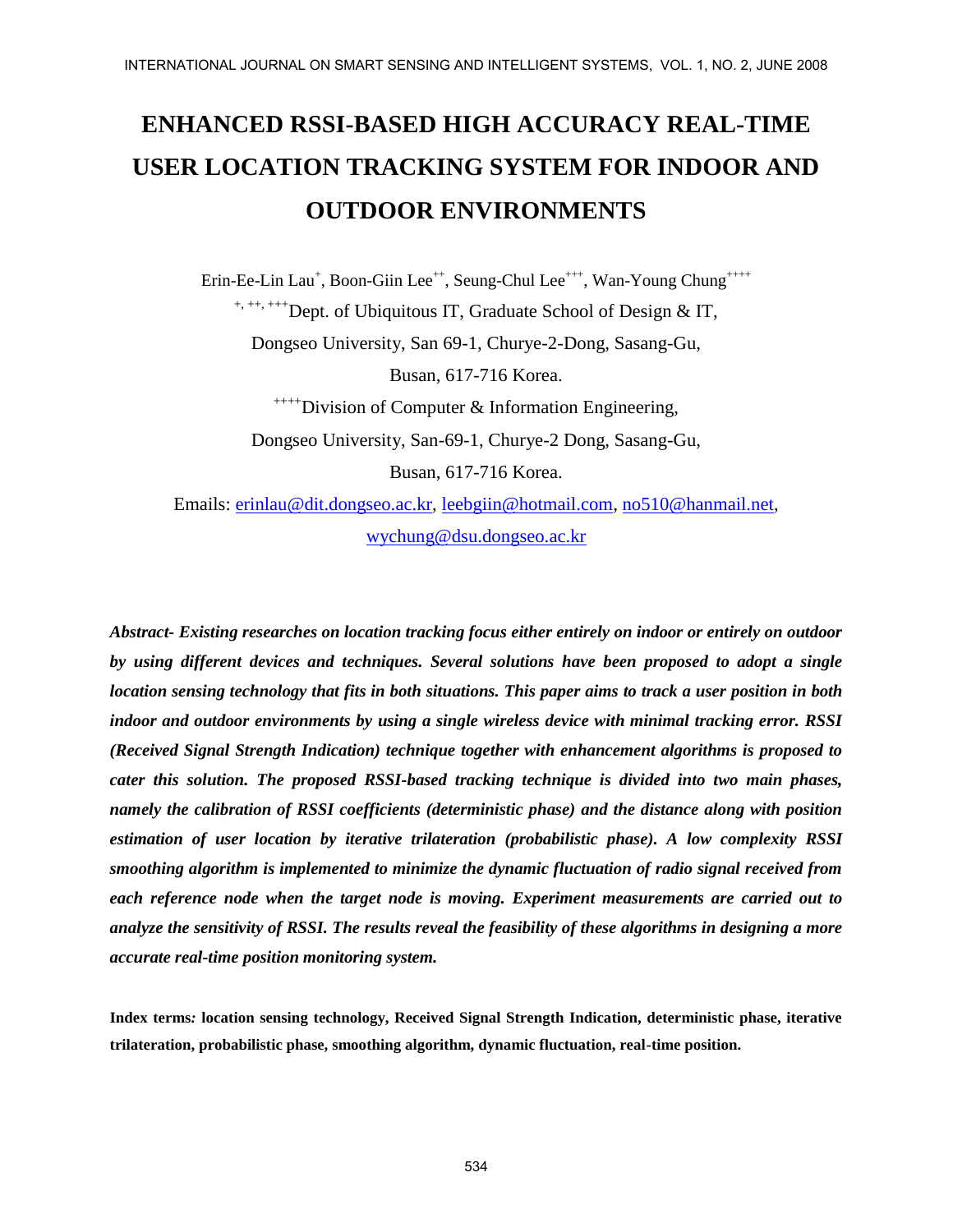# ENHANCED RSSI-BASED HIGH ACCURACY REAL-TIME USER LOCATION TRACKING SYSTEM FOR INDOOR AND OUTDOOR ENVIRONMENTS

Erin-Ee-Lin Lau[+], Boon-Giin Lee[++], Seung-Chul Lee[+++], Wan-Young Chung[++++]

[+, ++, +++]Dept. of Ubiquitous IT, Graduate School of Design & IT,
Dongseo University, San 69-1, Churye-2-Dong, Sasang-Gu,
Busan, 617-716 Korea.

[++++]Division of Computer & Information Engineering,
Dongseo University, San-69-1, Churye-2 Dong, Sasang-Gu,
Busan, 617-716 Korea.

Emails: erinlau@dit.dongseo.ac.kr, leebgiin@hotmail.com, no510@hanmail.net, wychung@dsu.dongseo.ac.kr

***Abstract- Existing researches on location tracking focus either entirely on indoor or entirely on outdoor by using different devices and techniques. Several solutions have been proposed to adopt a single location sensing technology that fits in both situations. This paper aims to track a user position in both indoor and outdoor environments by using a single wireless device with minimal tracking error. RSSI (Received Signal Strength Indication) technique together with enhancement algorithms is proposed to cater this solution. The proposed RSSI-based tracking technique is divided into two main phases, namely the calibration of RSSI coefficients (deterministic phase) and the distance along with position estimation of user location by iterative trilateration (probabilistic phase). A low complexity RSSI smoothing algorithm is implemented to minimize the dynamic fluctuation of radio signal received from each reference node when the target node is moving. Experiment measurements are carried out to analyze the sensitivity of RSSI. The results reveal the feasibility of these algorithms in designing a more accurate real-time position monitoring system.***

**Index terms: location sensing technology, Received Signal Strength Indication, deterministic phase, iterative trilateration, probabilistic phase, smoothing algorithm, dynamic fluctuation, real-time position.**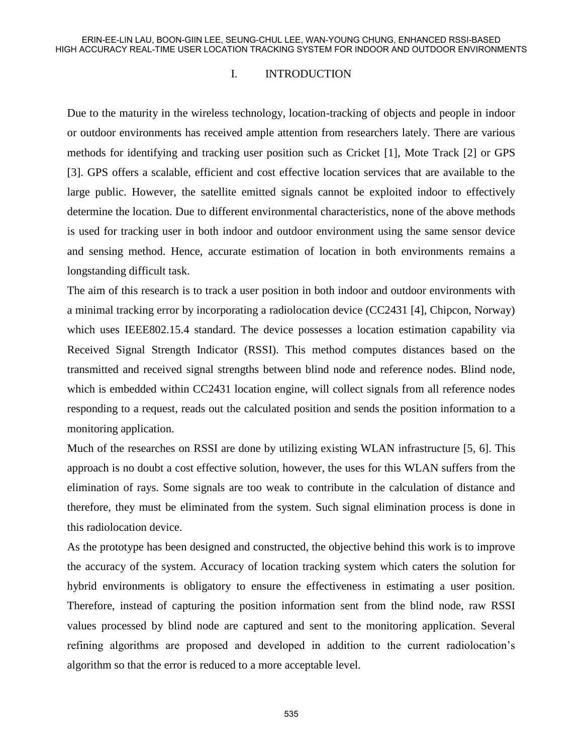# I. INTRODUCTION

Due to the maturity in the wireless technology, location-tracking of objects and people in indoor or outdoor environments has received ample attention from researchers lately. There are various methods for identifying and tracking user position such as Cricket [1], Mote Track [2] or GPS [3]. GPS offers a scalable, efficient and cost effective location services that are available to the large public. However, the satellite emitted signals cannot be exploited indoor to effectively determine the location. Due to different environmental characteristics, none of the above methods is used for tracking user in both indoor and outdoor environment using the same sensor device and sensing method. Hence, accurate estimation of location in both environments remains a longstanding difficult task.

The aim of this research is to track a user position in both indoor and outdoor environments with a minimal tracking error by incorporating a radiolocation device (CC2431 [4], Chipcon, Norway) which uses IEEE802.15.4 standard. The device possesses a location estimation capability via Received Signal Strength Indicator (RSSI). This method computes distances based on the transmitted and received signal strengths between blind node and reference nodes. Blind node, which is embedded within CC2431 location engine, will collect signals from all reference nodes responding to a request, reads out the calculated position and sends the position information to a monitoring application.

Much of the researches on RSSI are done by utilizing existing WLAN infrastructure [5, 6]. This approach is no doubt a cost effective solution, however, the uses for this WLAN suffers from the elimination of rays. Some signals are too weak to contribute in the calculation of distance and therefore, they must be eliminated from the system. Such signal elimination process is done in this radiolocation device.

As the prototype has been designed and constructed, the objective behind this work is to improve the accuracy of the system. Accuracy of location tracking system which caters the solution for hybrid environments is obligatory to ensure the effectiveness in estimating a user position. Therefore, instead of capturing the position information sent from the blind node, raw RSSI values processed by blind node are captured and sent to the monitoring application. Several refining algorithms are proposed and developed in addition to the current radiolocation's algorithm so that the error is reduced to a more acceptable level.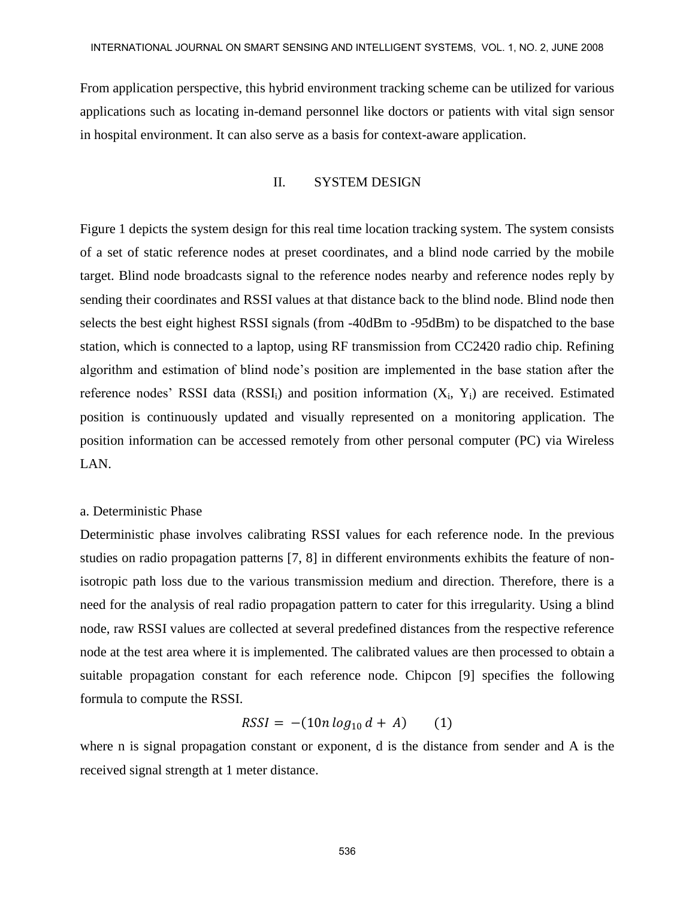From application perspective, this hybrid environment tracking scheme can be utilized for various applications such as locating in-demand personnel like doctors or patients with vital sign sensor in hospital environment. It can also serve as a basis for context-aware application.

## II. SYSTEM DESIGN

Figure 1 depicts the system design for this real time location tracking system. The system consists of a set of static reference nodes at preset coordinates, and a blind node carried by the mobile target. Blind node broadcasts signal to the reference nodes nearby and reference nodes reply by sending their coordinates and RSSI values at that distance back to the blind node. Blind node then selects the best eight highest RSSI signals (from -40dBm to -95dBm) to be dispatched to the base station, which is connected to a laptop, using RF transmission from CC2420 radio chip. Refining algorithm and estimation of blind node's position are implemented in the base station after the reference nodes' RSSI data ($RSSI_i$) and position information ($X_i$, $Y_i$) are received. Estimated position is continuously updated and visually represented on a monitoring application. The position information can be accessed remotely from other personal computer (PC) via Wireless LAN.

### a. Deterministic Phase

Deterministic phase involves calibrating RSSI values for each reference node. In the previous studies on radio propagation patterns [7, 8] in different environments exhibits the feature of non-isotropic path loss due to the various transmission medium and direction. Therefore, there is a need for the analysis of real radio propagation pattern to cater for this irregularity. Using a blind node, raw RSSI values are collected at several predefined distances from the respective reference node at the test area where it is implemented. The calibrated values are then processed to obtain a suitable propagation constant for each reference node. Chipcon [9] specifies the following formula to compute the RSSI.

$$RSSI = -(10n\,log_{10}\,d + A) \qquad (1)$$

where n is signal propagation constant or exponent, d is the distance from sender and A is the received signal strength at 1 meter distance.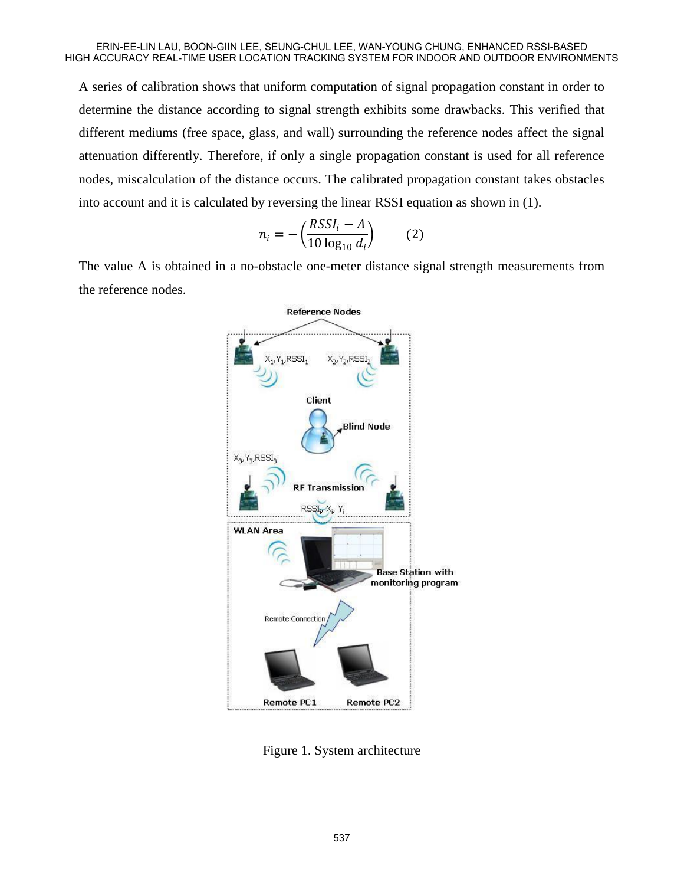A series of calibration shows that uniform computation of signal propagation constant in order to determine the distance according to signal strength exhibits some drawbacks. This verified that different mediums (free space, glass, and wall) surrounding the reference nodes affect the signal attenuation differently. Therefore, if only a single propagation constant is used for all reference nodes, miscalculation of the distance occurs. The calibrated propagation constant takes obstacles into account and it is calculated by reversing the linear RSSI equation as shown in (1).

$$n_i = -\left(\frac{RSSI_i - A}{10\log_{10} d_i}\right) \qquad (2)$$

The value A is obtained in a no-obstacle one-meter distance signal strength measurements from the reference nodes.

Figure 1. System architecture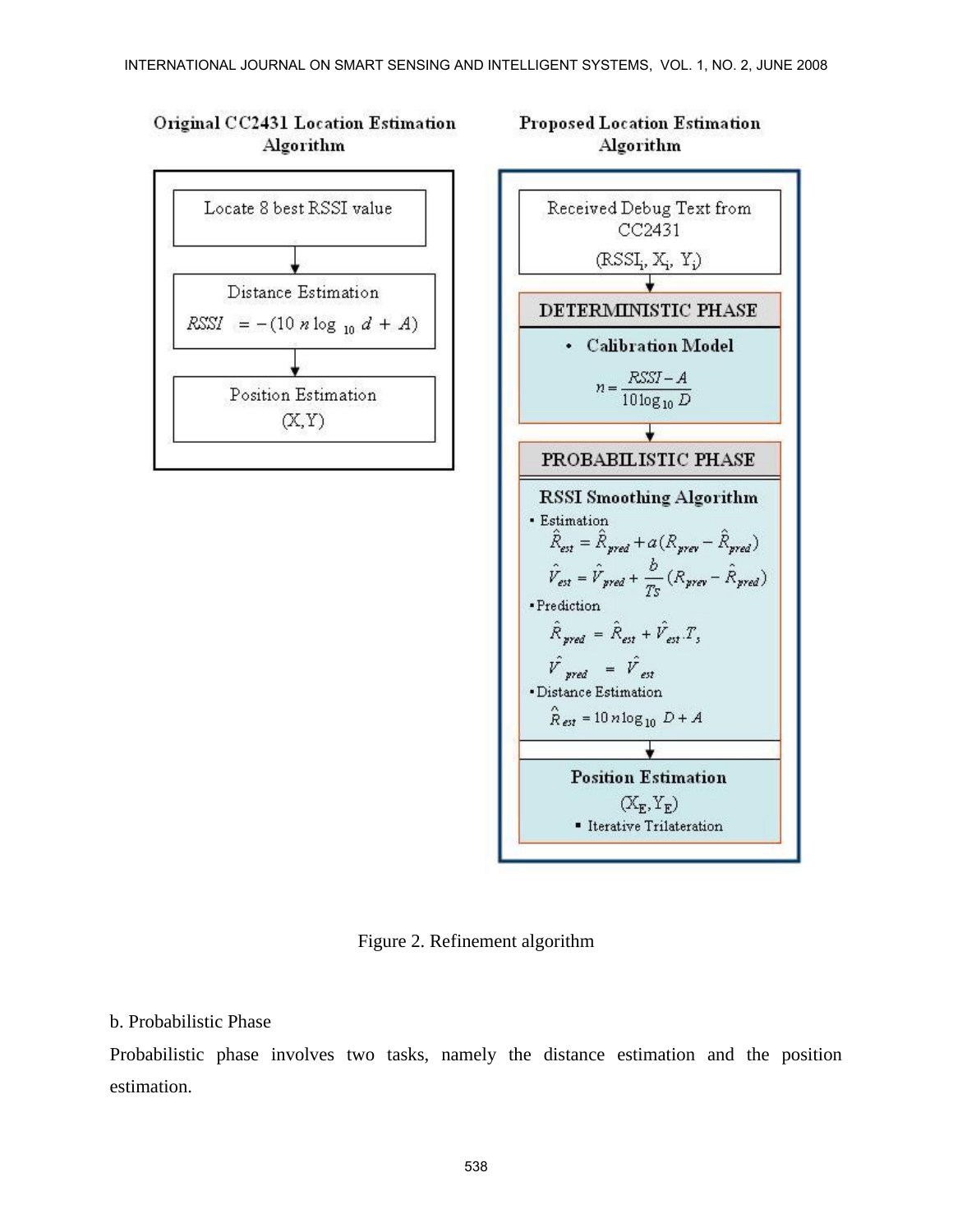**Original CC2431 Location Estimation Algorithm**

Locate 8 best RSSI value

↓

Distance Estimation

$$RSSI = -(10\, n \log_{10} d + A)$$

↓

Position Estimation

(X,Y)

**Proposed Location Estimation Algorithm**

Received Debug Text from CC2431

($RSSI_i$, $X_i$, $Y_i$)

↓

**DETERMINISTIC PHASE**

- **Calibration Model**

$$n = \frac{RSSI - A}{10 \log_{10} D}$$

↓

**PROBABILISTIC PHASE**

**RSSI Smoothing Algorithm**

- Estimation

$$\hat{R}_{est} = \hat{R}_{pred} + a(R_{prev} - \hat{R}_{pred})$$

$$\hat{V}_{est} = \hat{V}_{pred} + \frac{b}{Ts}(R_{prev} - \hat{R}_{pred})$$

- Prediction

$$\hat{R}_{pred} = \hat{R}_{est} + \hat{V}_{est}.T_s$$

$$\hat{V}_{pred} = \hat{V}_{est}$$

- Distance Estimation

$$\hat{R}_{est} = 10\, n \log_{10} D + A$$

↓

**Position Estimation**

($X_E$, $Y_E$)

- Iterative Trilateration

Figure 2. Refinement algorithm

b. Probabilistic Phase

Probabilistic phase involves two tasks, namely the distance estimation and the position estimation.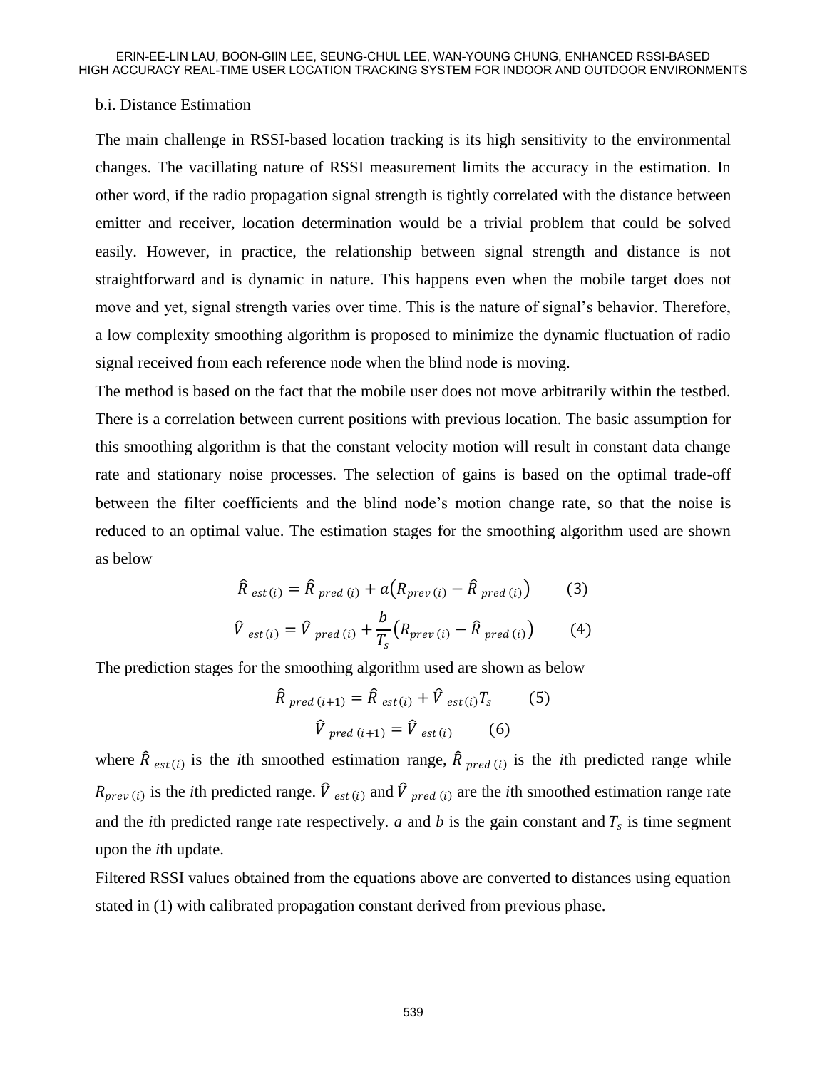b.i. Distance Estimation

The main challenge in RSSI-based location tracking is its high sensitivity to the environmental changes. The vacillating nature of RSSI measurement limits the accuracy in the estimation. In other word, if the radio propagation signal strength is tightly correlated with the distance between emitter and receiver, location determination would be a trivial problem that could be solved easily. However, in practice, the relationship between signal strength and distance is not straightforward and is dynamic in nature. This happens even when the mobile target does not move and yet, signal strength varies over time. This is the nature of signal's behavior. Therefore, a low complexity smoothing algorithm is proposed to minimize the dynamic fluctuation of radio signal received from each reference node when the blind node is moving.

The method is based on the fact that the mobile user does not move arbitrarily within the testbed. There is a correlation between current positions with previous location. The basic assumption for this smoothing algorithm is that the constant velocity motion will result in constant data change rate and stationary noise processes. The selection of gains is based on the optimal trade-off between the filter coefficients and the blind node's motion change rate, so that the noise is reduced to an optimal value. The estimation stages for the smoothing algorithm used are shown as below

$$\hat{R}_{est\,(i)} = \hat{R}_{pred\,(i)} + a\left(R_{prev\,(i)} - \hat{R}_{pred\,(i)}\right) \qquad (3)$$

$$\hat{V}_{est\,(i)} = \hat{V}_{pred\,(i)} + \frac{b}{T_s}\left(R_{prev\,(i)} - \hat{R}_{pred\,(i)}\right) \qquad (4)$$

The prediction stages for the smoothing algorithm used are shown as below

$$\hat{R}_{pred\,(i+1)} = \hat{R}_{est\,(i)} + \hat{V}_{est\,(i)}T_s \qquad (5)$$

$$\hat{V}_{pred\,(i+1)} = \hat{V}_{est\,(i)} \qquad (6)$$

where $\hat{R}_{est(i)}$ is the *i*th smoothed estimation range, $\hat{R}_{pred\,(i)}$ is the *i*th predicted range while $R_{prev\,(i)}$ is the *i*th predicted range. $\hat{V}_{est\,(i)}$ and $\hat{V}_{pred\,(i)}$ are the *i*th smoothed estimation range rate and the *i*th predicted range rate respectively. *a* and *b* is the gain constant and $T_s$ is time segment upon the *i*th update.

Filtered RSSI values obtained from the equations above are converted to distances using equation stated in (1) with calibrated propagation constant derived from previous phase.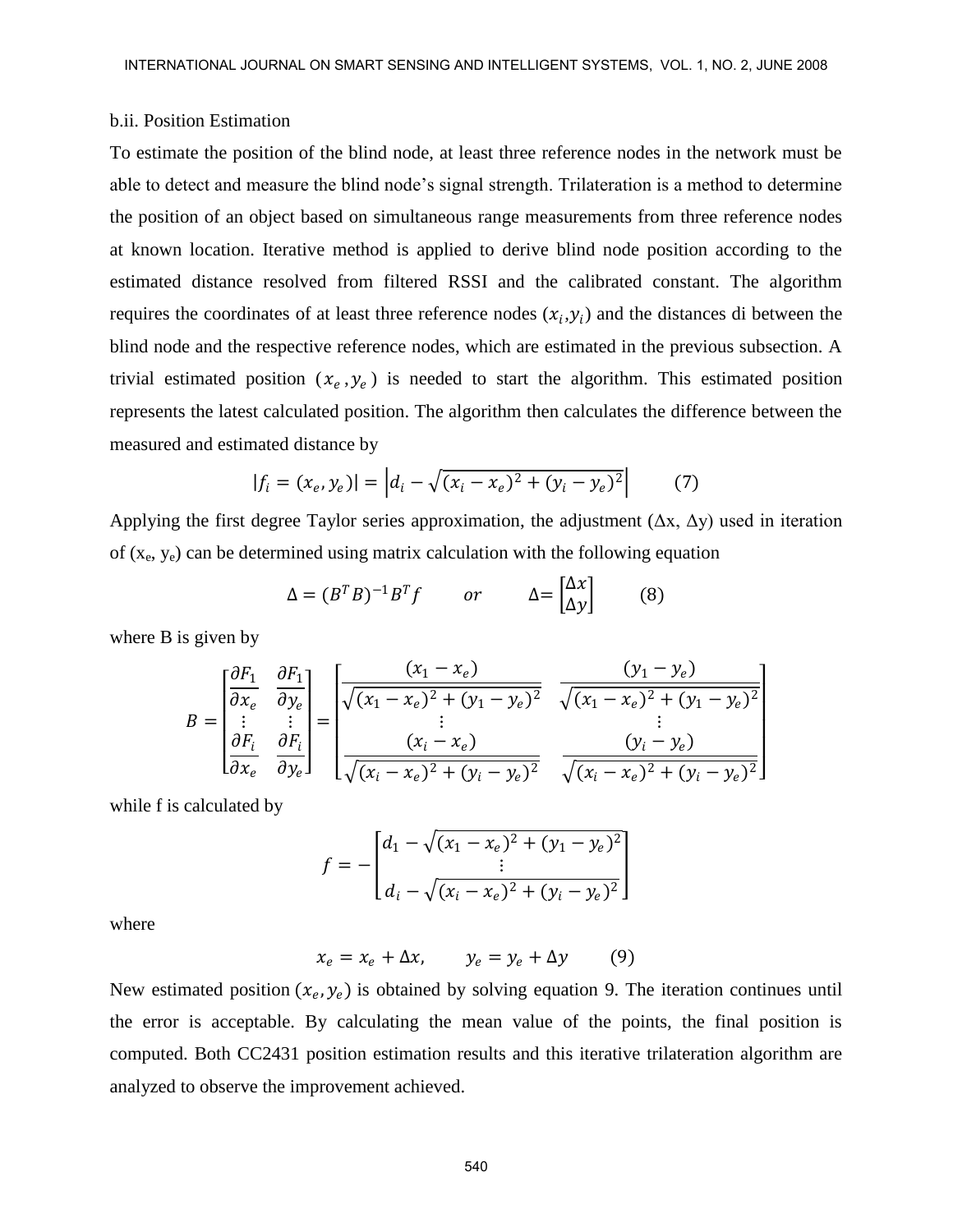b.ii. Position Estimation

To estimate the position of the blind node, at least three reference nodes in the network must be able to detect and measure the blind node's signal strength. Trilateration is a method to determine the position of an object based on simultaneous range measurements from three reference nodes at known location. Iterative method is applied to derive blind node position according to the estimated distance resolved from filtered RSSI and the calibrated constant. The algorithm requires the coordinates of at least three reference nodes $(x_i, y_i)$ and the distances di between the blind node and the respective reference nodes, which are estimated in the previous subsection. A trivial estimated position $(x_e, y_e)$ is needed to start the algorithm. This estimated position represents the latest calculated position. The algorithm then calculates the difference between the measured and estimated distance by

$$|f_i = (x_e, y_e)| = \left| d_i - \sqrt{(x_i - x_e)^2 + (y_i - y_e)^2} \right| \qquad (7)$$

Applying the first degree Taylor series approximation, the adjustment ($\Delta$x, $\Delta$y) used in iteration of ($x_e$, $y_e$) can be determined using matrix calculation with the following equation

$$\Delta = (B^T B)^{-1} B^T f \qquad or \qquad \Delta = \begin{bmatrix} \Delta x \\ \Delta y \end{bmatrix} \qquad (8)$$

where B is given by

$$B = \begin{bmatrix} \frac{\partial F_1}{\partial x_e} & \frac{\partial F_1}{\partial y_e} \\ \vdots & \vdots \\ \frac{\partial F_i}{\partial x_e} & \frac{\partial F_i}{\partial y_e} \end{bmatrix} = \begin{bmatrix} \frac{(x_1 - x_e)}{\sqrt{(x_1 - x_e)^2 + (y_1 - y_e)^2}} & \frac{(y_1 - y_e)}{\sqrt{(x_1 - x_e)^2 + (y_1 - y_e)^2}} \\ \vdots & \vdots \\ \frac{(x_i - x_e)}{\sqrt{(x_i - x_e)^2 + (y_i - y_e)^2}} & \frac{(y_i - y_e)}{\sqrt{(x_i - x_e)^2 + (y_i - y_e)^2}} \end{bmatrix}$$

while f is calculated by

$$f = -\begin{bmatrix} d_1 - \sqrt{(x_1 - x_e)^2 + (y_1 - y_e)^2} \\ \vdots \\ d_i - \sqrt{(x_i - x_e)^2 + (y_i - y_e)^2} \end{bmatrix}$$

where

$$x_e = x_e + \Delta x, \qquad y_e = y_e + \Delta y \qquad (9)$$

New estimated position $(x_e, y_e)$ is obtained by solving equation 9. The iteration continues until the error is acceptable. By calculating the mean value of the points, the final position is computed. Both CC2431 position estimation results and this iterative trilateration algorithm are analyzed to observe the improvement achieved.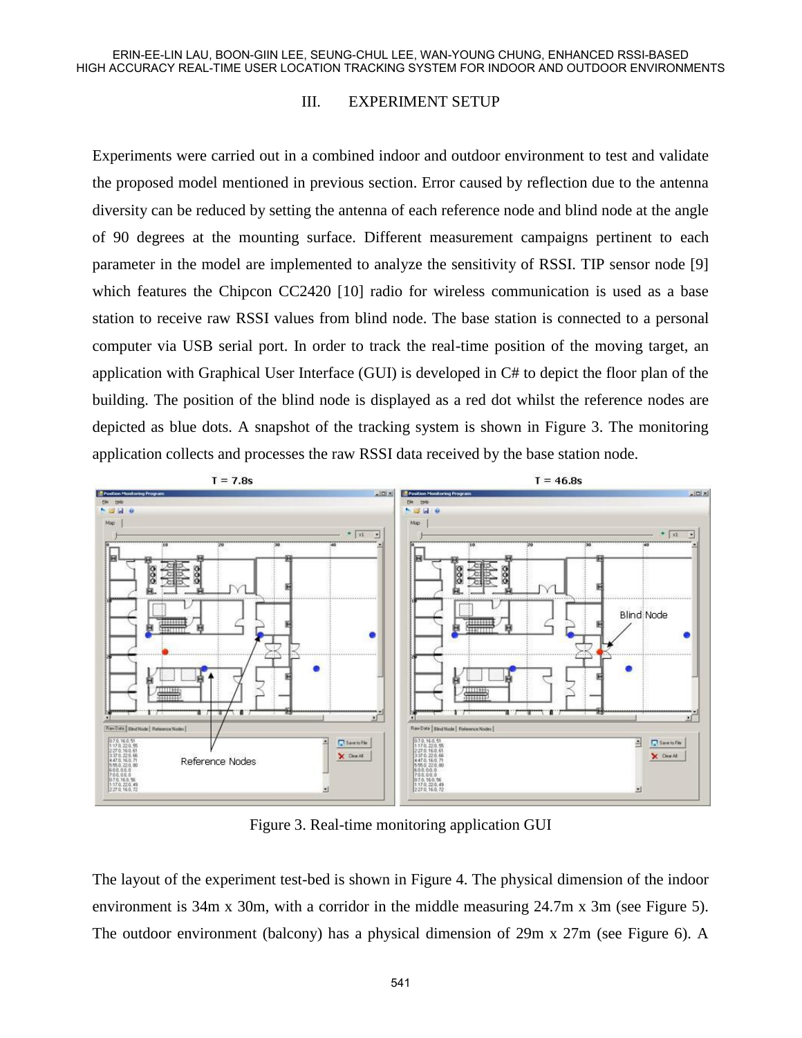## III. EXPERIMENT SETUP

Experiments were carried out in a combined indoor and outdoor environment to test and validate the proposed model mentioned in previous section. Error caused by reflection due to the antenna diversity can be reduced by setting the antenna of each reference node and blind node at the angle of 90 degrees at the mounting surface. Different measurement campaigns pertinent to each parameter in the model are implemented to analyze the sensitivity of RSSI. TIP sensor node [9] which features the Chipcon CC2420 [10] radio for wireless communication is used as a base station to receive raw RSSI values from blind node. The base station is connected to a personal computer via USB serial port. In order to track the real-time position of the moving target, an application with Graphical User Interface (GUI) is developed in C# to depict the floor plan of the building. The position of the blind node is displayed as a red dot whilst the reference nodes are depicted as blue dots. A snapshot of the tracking system is shown in Figure 3. The monitoring application collects and processes the raw RSSI data received by the base station node.

Figure 3. Real-time monitoring application GUI

The layout of the experiment test-bed is shown in Figure 4. The physical dimension of the indoor environment is 34m x 30m, with a corridor in the middle measuring 24.7m x 3m (see Figure 5). The outdoor environment (balcony) has a physical dimension of 29m x 27m (see Figure 6). A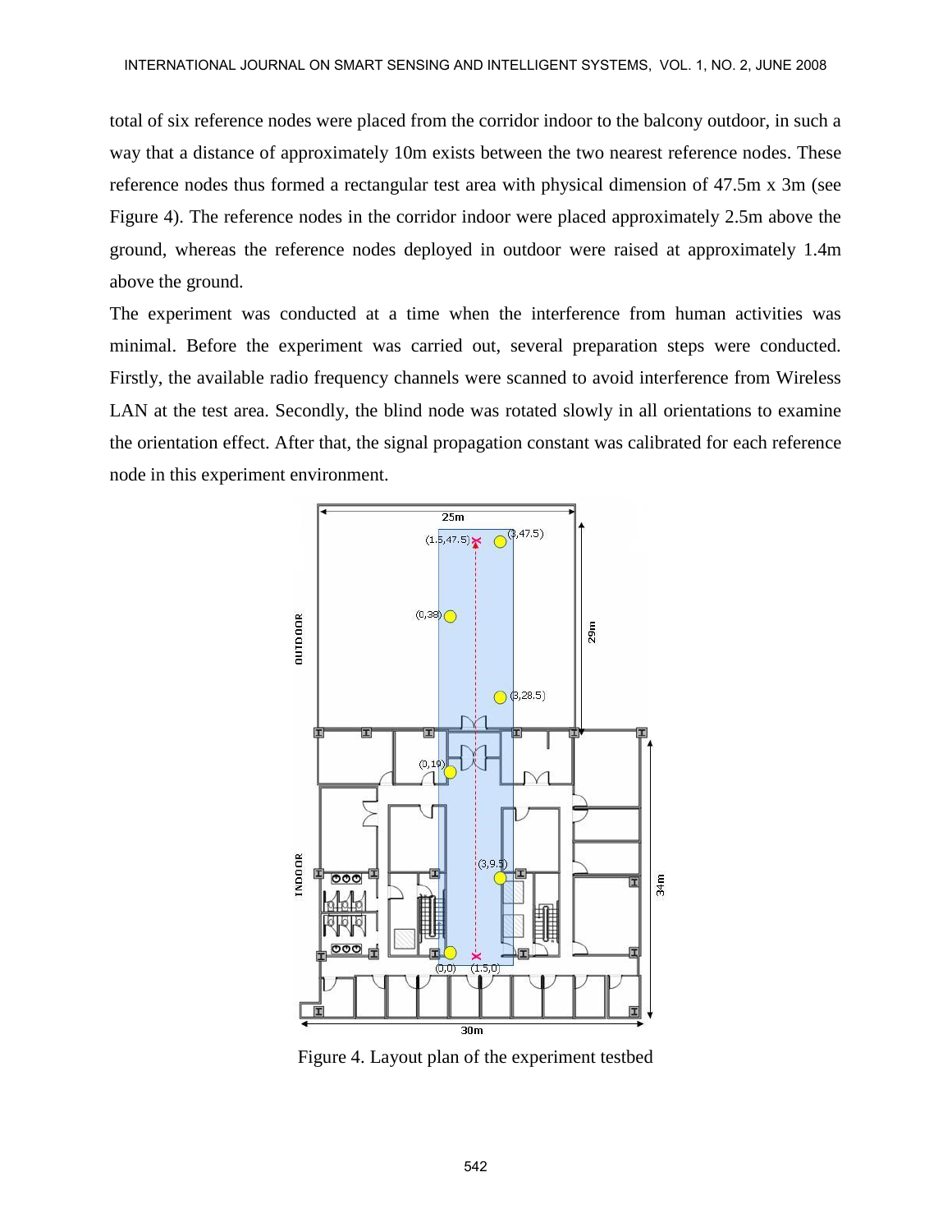total of six reference nodes were placed from the corridor indoor to the balcony outdoor, in such a way that a distance of approximately 10m exists between the two nearest reference nodes. These reference nodes thus formed a rectangular test area with physical dimension of 47.5m x 3m (see Figure 4). The reference nodes in the corridor indoor were placed approximately 2.5m above the ground, whereas the reference nodes deployed in outdoor were raised at approximately 1.4m above the ground.

The experiment was conducted at a time when the interference from human activities was minimal. Before the experiment was carried out, several preparation steps were conducted. Firstly, the available radio frequency channels were scanned to avoid interference from Wireless LAN at the test area. Secondly, the blind node was rotated slowly in all orientations to examine the orientation effect. After that, the signal propagation constant was calibrated for each reference node in this experiment environment.

Figure 4. Layout plan of the experiment testbed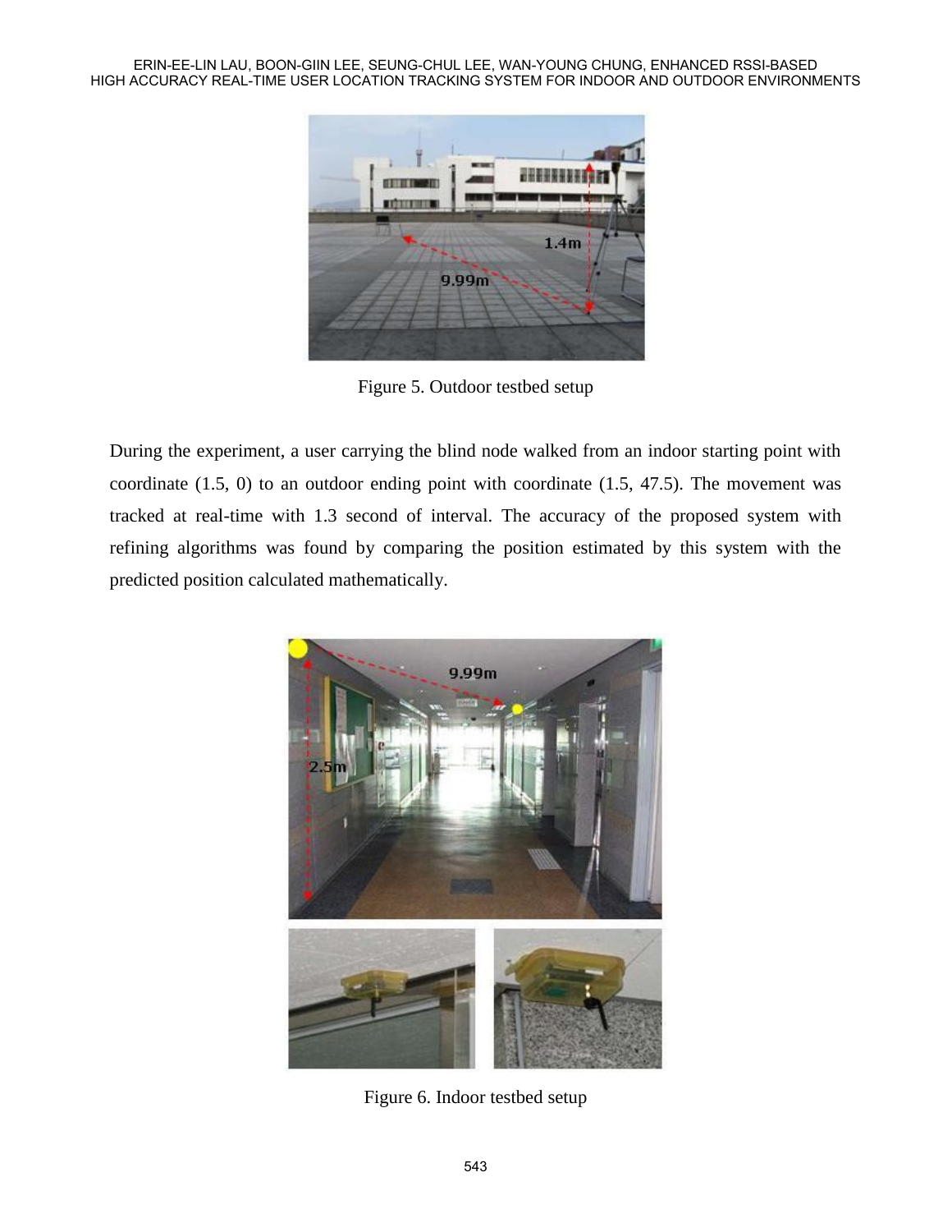Figure 5. Outdoor testbed setup

During the experiment, a user carrying the blind node walked from an indoor starting point with coordinate (1.5, 0) to an outdoor ending point with coordinate (1.5, 47.5). The movement was tracked at real-time with 1.3 second of interval. The accuracy of the proposed system with refining algorithms was found by comparing the position estimated by this system with the predicted position calculated mathematically.

Figure 6. Indoor testbed setup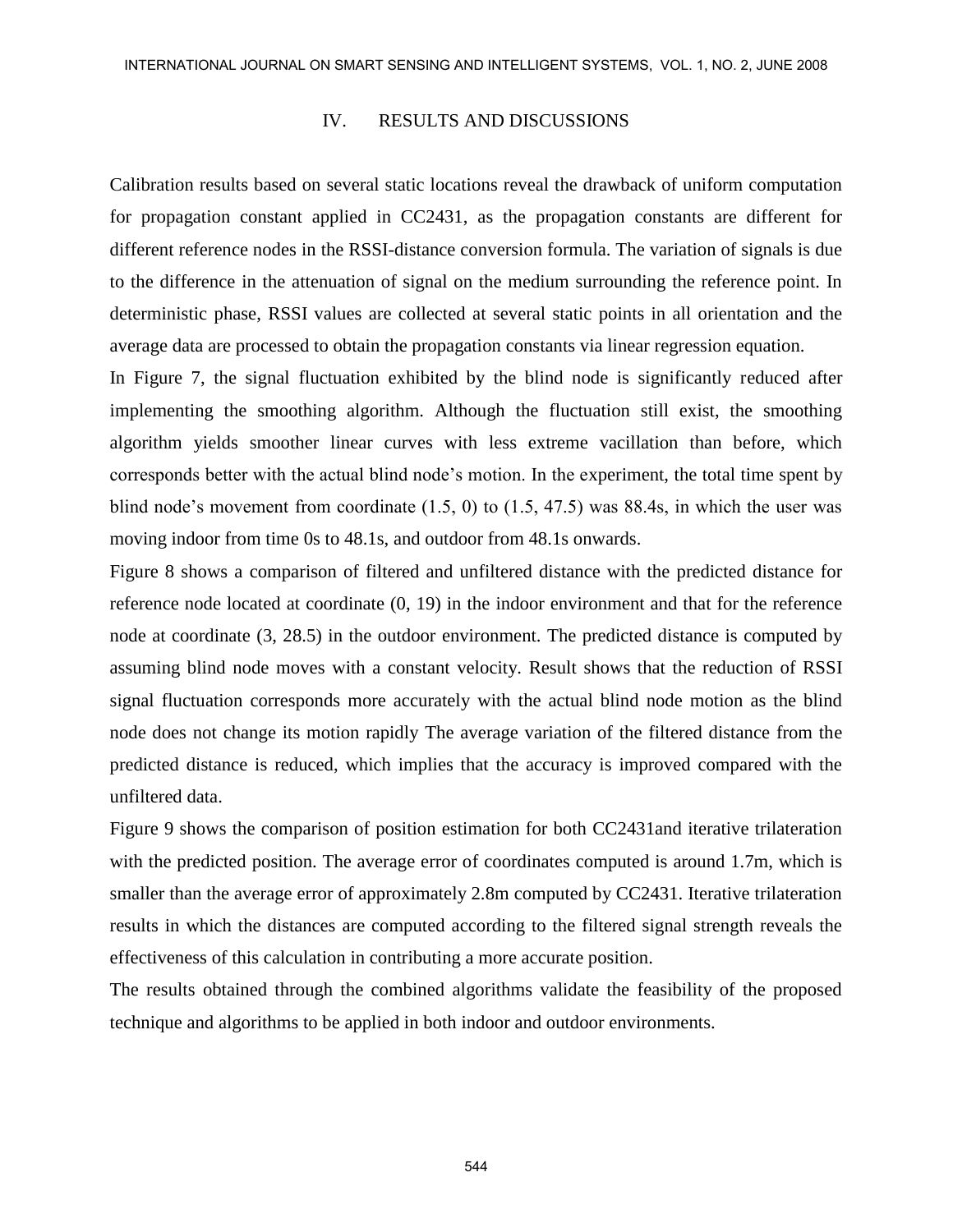## IV. RESULTS AND DISCUSSIONS

Calibration results based on several static locations reveal the drawback of uniform computation for propagation constant applied in CC2431, as the propagation constants are different for different reference nodes in the RSSI-distance conversion formula. The variation of signals is due to the difference in the attenuation of signal on the medium surrounding the reference point. In deterministic phase, RSSI values are collected at several static points in all orientation and the average data are processed to obtain the propagation constants via linear regression equation.

In Figure 7, the signal fluctuation exhibited by the blind node is significantly reduced after implementing the smoothing algorithm. Although the fluctuation still exist, the smoothing algorithm yields smoother linear curves with less extreme vacillation than before, which corresponds better with the actual blind node's motion. In the experiment, the total time spent by blind node's movement from coordinate (1.5, 0) to (1.5, 47.5) was 88.4s, in which the user was moving indoor from time 0s to 48.1s, and outdoor from 48.1s onwards.

Figure 8 shows a comparison of filtered and unfiltered distance with the predicted distance for reference node located at coordinate (0, 19) in the indoor environment and that for the reference node at coordinate (3, 28.5) in the outdoor environment. The predicted distance is computed by assuming blind node moves with a constant velocity. Result shows that the reduction of RSSI signal fluctuation corresponds more accurately with the actual blind node motion as the blind node does not change its motion rapidly The average variation of the filtered distance from the predicted distance is reduced, which implies that the accuracy is improved compared with the unfiltered data.

Figure 9 shows the comparison of position estimation for both CC2431and iterative trilateration with the predicted position. The average error of coordinates computed is around 1.7m, which is smaller than the average error of approximately 2.8m computed by CC2431. Iterative trilateration results in which the distances are computed according to the filtered signal strength reveals the effectiveness of this calculation in contributing a more accurate position.

The results obtained through the combined algorithms validate the feasibility of the proposed technique and algorithms to be applied in both indoor and outdoor environments.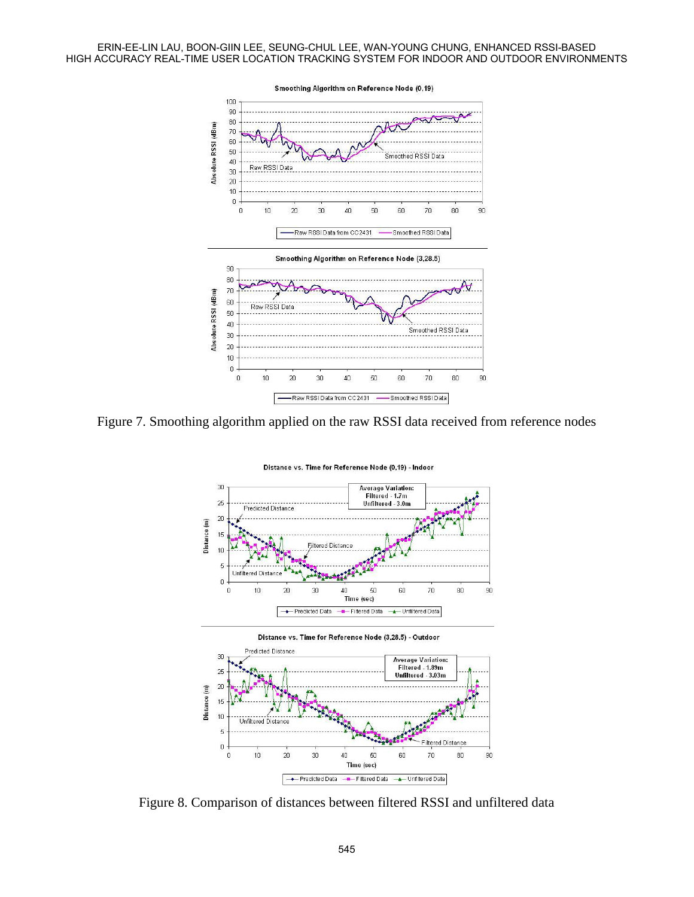Figure 7. Smoothing algorithm applied on the raw RSSI data received from reference nodes

Figure 8. Comparison of distances between filtered RSSI and unfiltered data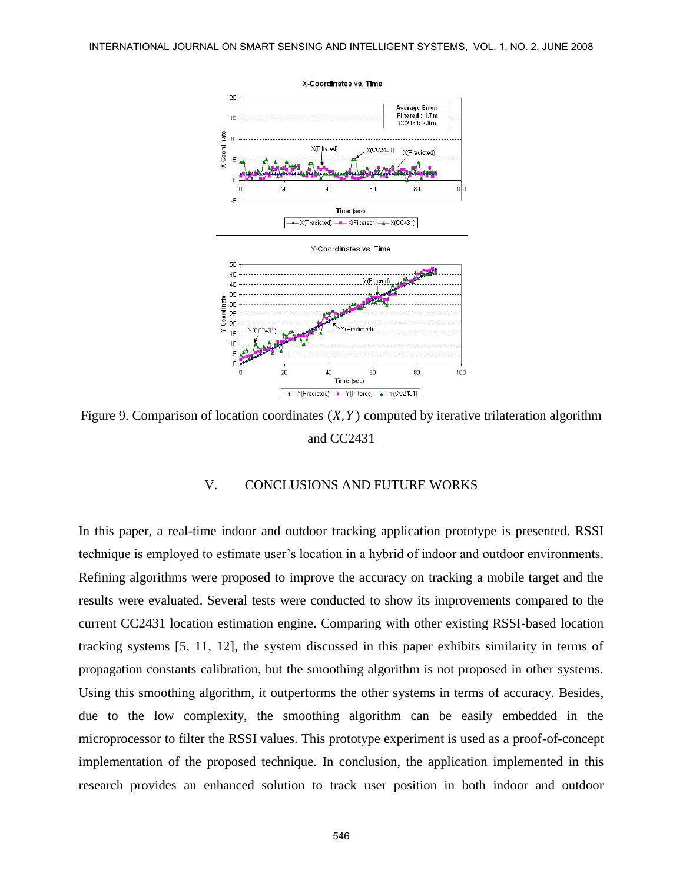Figure 9. Comparison of location coordinates $(X, Y)$ computed by iterative trilateration algorithm and CC2431

## V. CONCLUSIONS AND FUTURE WORKS

In this paper, a real-time indoor and outdoor tracking application prototype is presented. RSSI technique is employed to estimate user's location in a hybrid of indoor and outdoor environments. Refining algorithms were proposed to improve the accuracy on tracking a mobile target and the results were evaluated. Several tests were conducted to show its improvements compared to the current CC2431 location estimation engine. Comparing with other existing RSSI-based location tracking systems [5, 11, 12], the system discussed in this paper exhibits similarity in terms of propagation constants calibration, but the smoothing algorithm is not proposed in other systems. Using this smoothing algorithm, it outperforms the other systems in terms of accuracy. Besides, due to the low complexity, the smoothing algorithm can be easily embedded in the microprocessor to filter the RSSI values. This prototype experiment is used as a proof-of-concept implementation of the proposed technique. In conclusion, the application implemented in this research provides an enhanced solution to track user position in both indoor and outdoor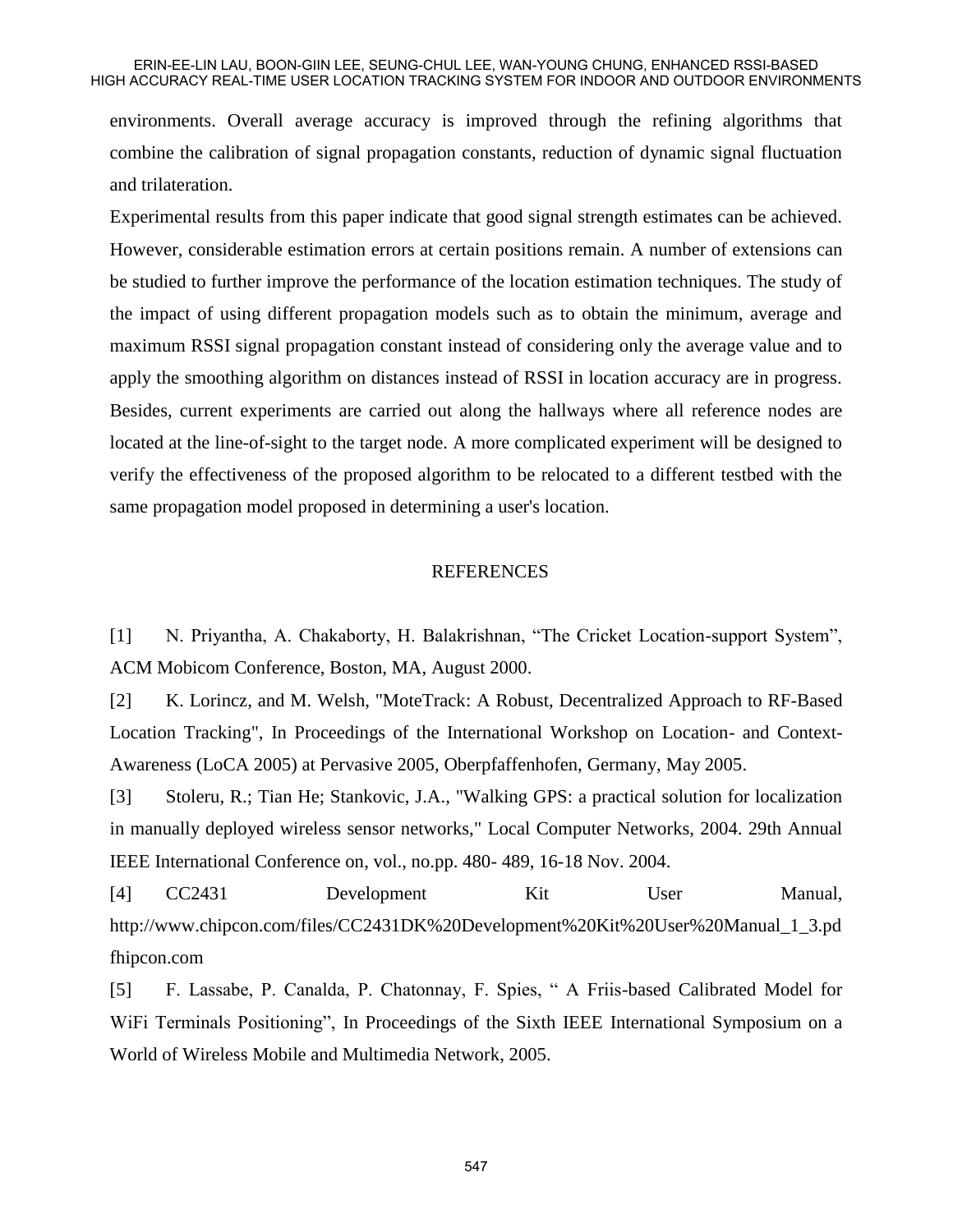environments. Overall average accuracy is improved through the refining algorithms that combine the calibration of signal propagation constants, reduction of dynamic signal fluctuation and trilateration.

Experimental results from this paper indicate that good signal strength estimates can be achieved. However, considerable estimation errors at certain positions remain. A number of extensions can be studied to further improve the performance of the location estimation techniques. The study of the impact of using different propagation models such as to obtain the minimum, average and maximum RSSI signal propagation constant instead of considering only the average value and to apply the smoothing algorithm on distances instead of RSSI in location accuracy are in progress. Besides, current experiments are carried out along the hallways where all reference nodes are located at the line-of-sight to the target node. A more complicated experiment will be designed to verify the effectiveness of the proposed algorithm to be relocated to a different testbed with the same propagation model proposed in determining a user's location.

## REFERENCES

[1] N. Priyantha, A. Chakaborty, H. Balakrishnan, "The Cricket Location-support System", ACM Mobicom Conference, Boston, MA, August 2000.

[2] K. Lorincz, and M. Welsh, "MoteTrack: A Robust, Decentralized Approach to RF-Based Location Tracking", In Proceedings of the International Workshop on Location- and Context-Awareness (LoCA 2005) at Pervasive 2005, Oberpfaffenhofen, Germany, May 2005.

[3] Stoleru, R.; Tian He; Stankovic, J.A., "Walking GPS: a practical solution for localization in manually deployed wireless sensor networks," Local Computer Networks, 2004. 29th Annual IEEE International Conference on, vol., no.pp. 480- 489, 16-18 Nov. 2004.

[4] CC2431 Development Kit User Manual, http://www.chipcon.com/files/CC2431DK%20Development%20Kit%20User%20Manual_1_3.pdfhipcon.com

[5] F. Lassabe, P. Canalda, P. Chatonnay, F. Spies, " A Friis-based Calibrated Model for WiFi Terminals Positioning", In Proceedings of the Sixth IEEE International Symposium on a World of Wireless Mobile and Multimedia Network, 2005.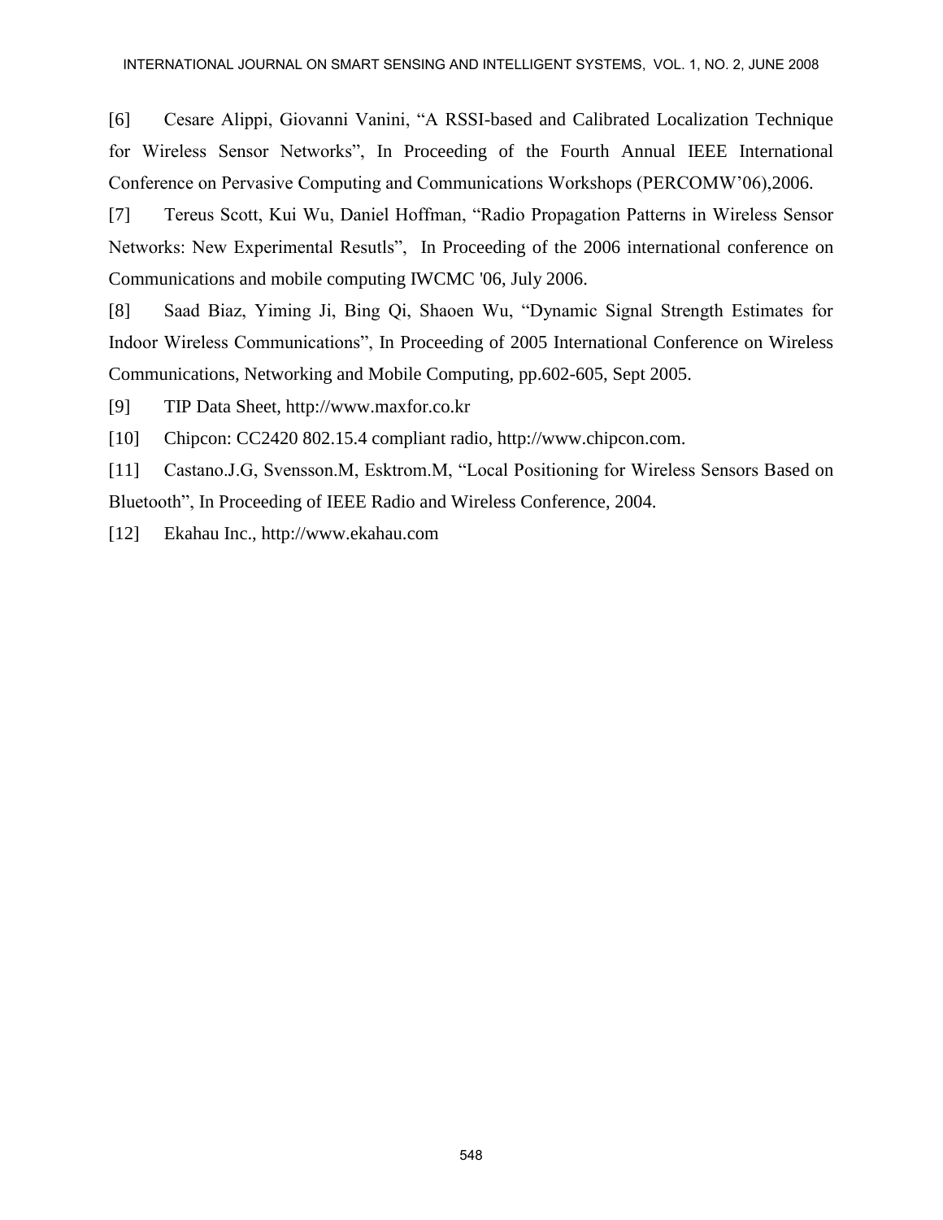[6] Cesare Alippi, Giovanni Vanini, "A RSSI-based and Calibrated Localization Technique for Wireless Sensor Networks", In Proceeding of the Fourth Annual IEEE International Conference on Pervasive Computing and Communications Workshops (PERCOMW'06),2006.

[7] Tereus Scott, Kui Wu, Daniel Hoffman, "Radio Propagation Patterns in Wireless Sensor Networks: New Experimental Resutls", In Proceeding of the 2006 international conference on Communications and mobile computing IWCMC '06, July 2006.

[8] Saad Biaz, Yiming Ji, Bing Qi, Shaoen Wu, "Dynamic Signal Strength Estimates for Indoor Wireless Communications", In Proceeding of 2005 International Conference on Wireless Communications, Networking and Mobile Computing, pp.602-605, Sept 2005.

[9] TIP Data Sheet, http://www.maxfor.co.kr

[10] Chipcon: CC2420 802.15.4 compliant radio, http://www.chipcon.com.

[11] Castano.J.G, Svensson.M, Esktrom.M, "Local Positioning for Wireless Sensors Based on Bluetooth", In Proceeding of IEEE Radio and Wireless Conference, 2004.

[12] Ekahau Inc., http://www.ekahau.com